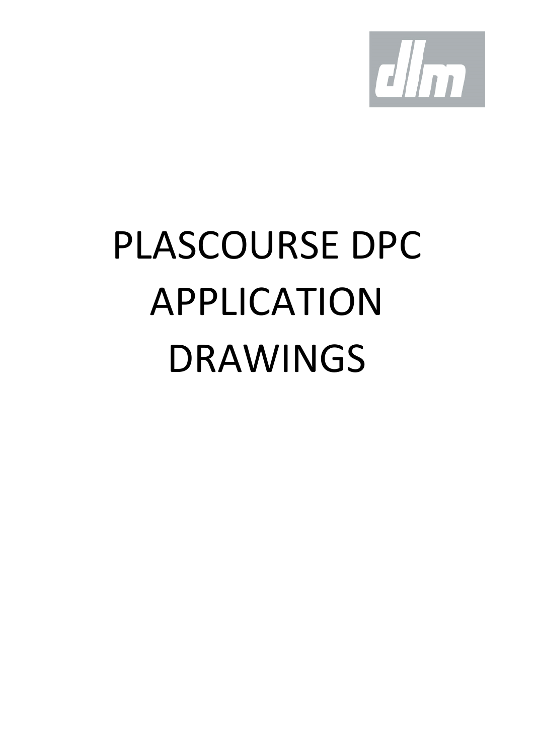dlm

# PLASCOURSE DPC APPLICATION DRAWINGS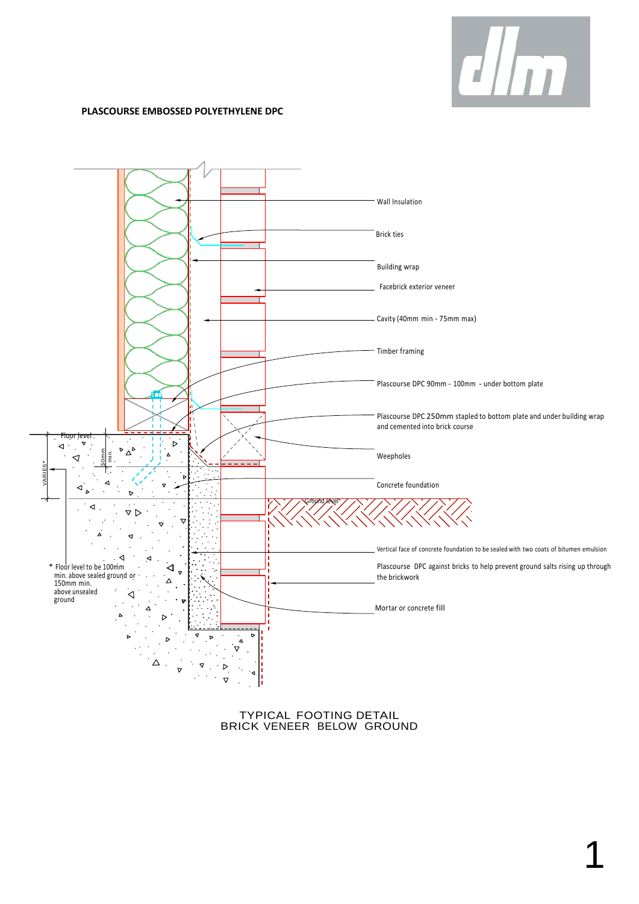**PLASCOURSE EMBOSSED POLYETHYLENE DPC**

Wall Insulation

Brick ties

Building wrap

Facebrick exterior veneer

Cavity (40mm min - 75mm max)

Timber framing

Plascourse DPC 90mm - 100mm - under bottom plate

Plascourse DPC 250mm stapled to bottom plate and under building wrap and cemented into brick course

Weepholes

Concrete foundation

Vertical face of concrete foundation to be sealed with two coats of bitumen emulsion

Plascourse DPC against bricks to help prevent ground salts rising up through the brickwork

Mortar or concrete fill

Floor level

50mm min

VARIES*

Ground level

\* Floor level to be 100mm min. above sealed ground or 150mm min. above unsealed ground

TYPICAL FOOTING DETAIL
BRICK VENEER BELOW GROUND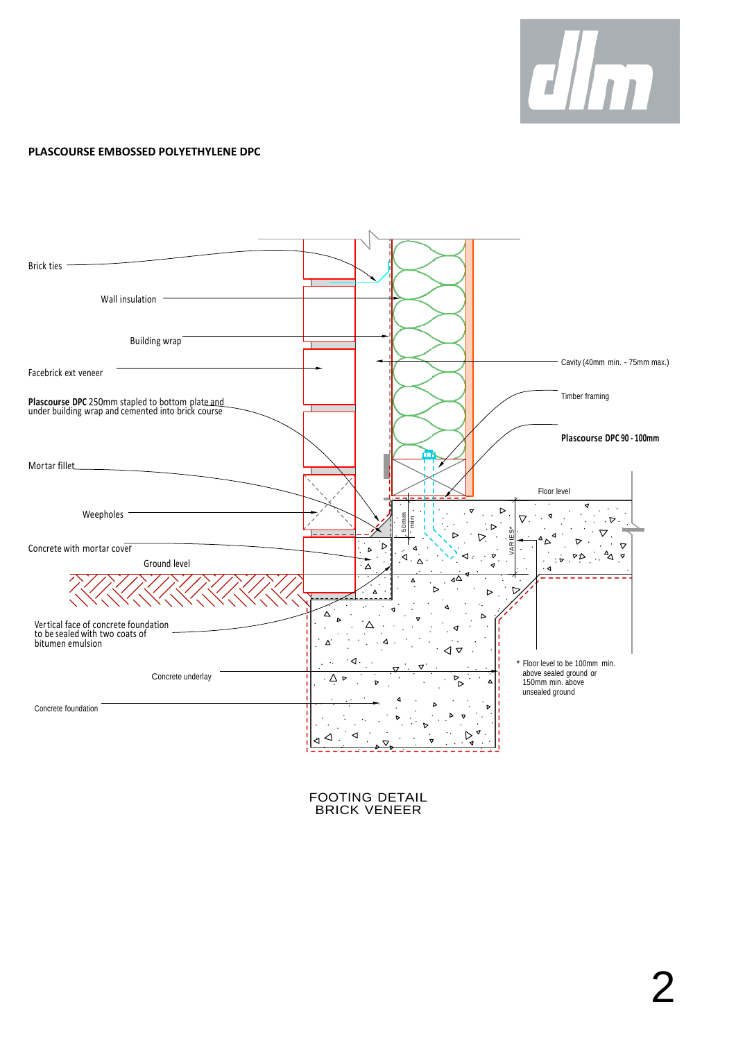## PLASCOURSE EMBOSSED POLYETHYLENE DPC

Brick ties

Wall insulation

Building wrap

Facebrick ext veneer

**Plascourse DPC** 250mm stapled to bottom plate and under building wrap and cemented into brick course

Mortar fillet

Weepholes

Concrete with mortar cover

Ground level

Vertical face of concrete foundation to be sealed with two coats of bitumen emulsion

Concrete underlay

Concrete foundation

Cavity (40mm min. - 75mm max.)

Timber framing

**Plascourse DPC 90 - 100mm**

Floor level

50mm min

VARIES*

* Floor level to be 100mm min. above sealed ground or 150mm min. above unsealed ground

FOOTING DETAIL
BRICK VENEER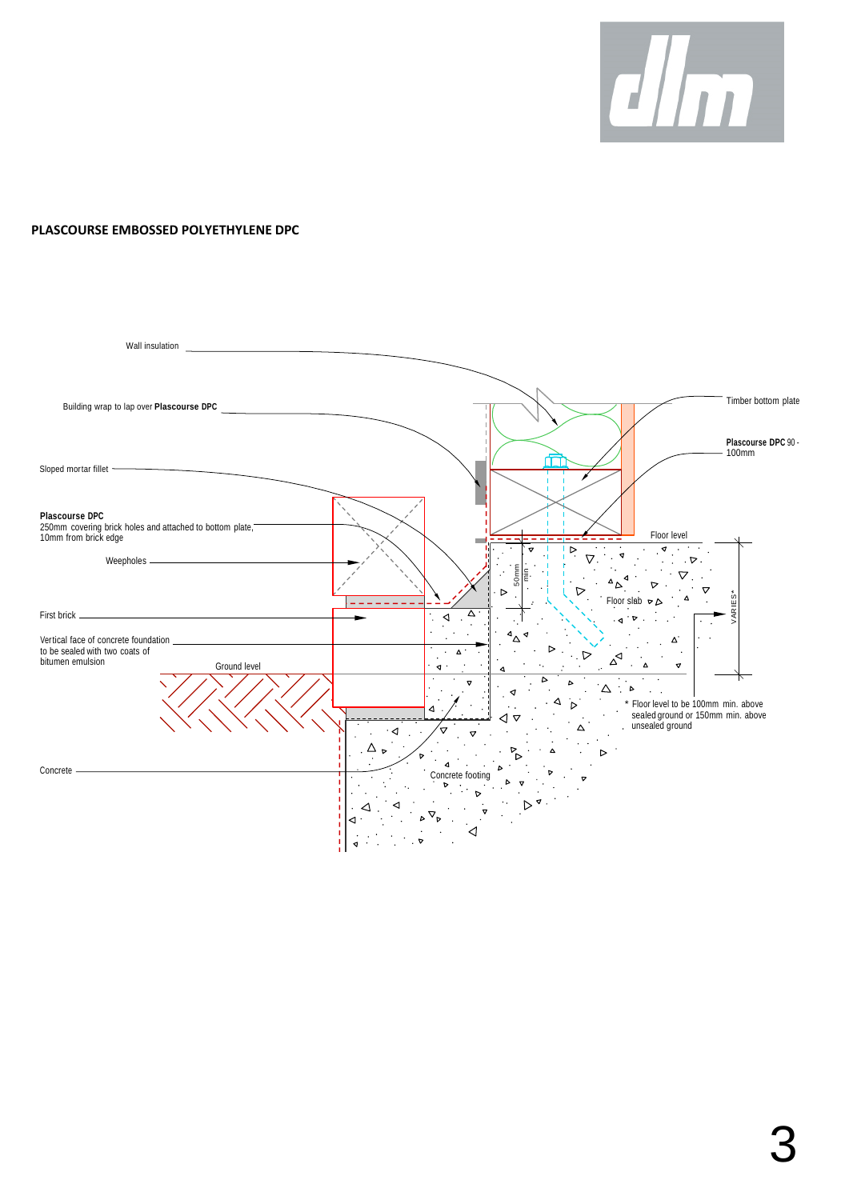**PLASCOURSE EMBOSSED POLYETHYLENE DPC**

Wall insulation

Building wrap to lap over **Plascourse DPC**

Sloped mortar fillet

**Plascourse DPC**
250mm covering brick holes and attached to bottom plate, 10mm from brick edge

Weepholes

First brick

Vertical face of concrete foundation to be sealed with two coats of bitumen emulsion

Ground level

Concrete

Timber bottom plate

**Plascourse DPC** 90 - 100mm

Floor level

50mm min

Floor slab

VARIES*

Concrete footing

\* Floor level to be 100mm min. above sealed ground or 150mm min. above unsealed ground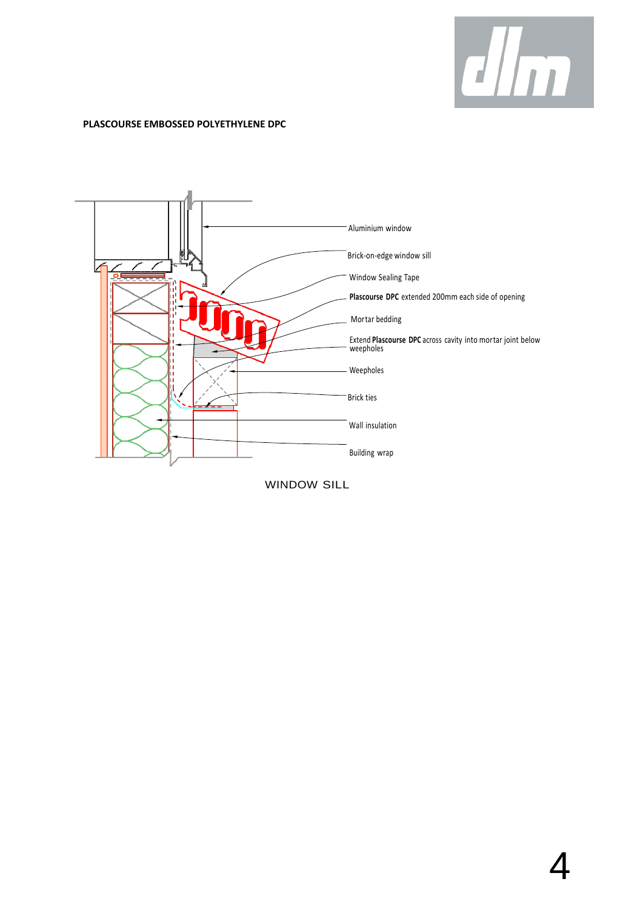**PLASCOURSE EMBOSSED POLYETHYLENE DPC**

Aluminium window

Brick-on-edge window sill

Window Sealing Tape

**Plascourse DPC** extended 200mm each side of opening

Mortar bedding

Extend **Plascourse DPC** across cavity into mortar joint below weepholes

Weepholes

Brick ties

Wall insulation

Building wrap

WINDOW SILL